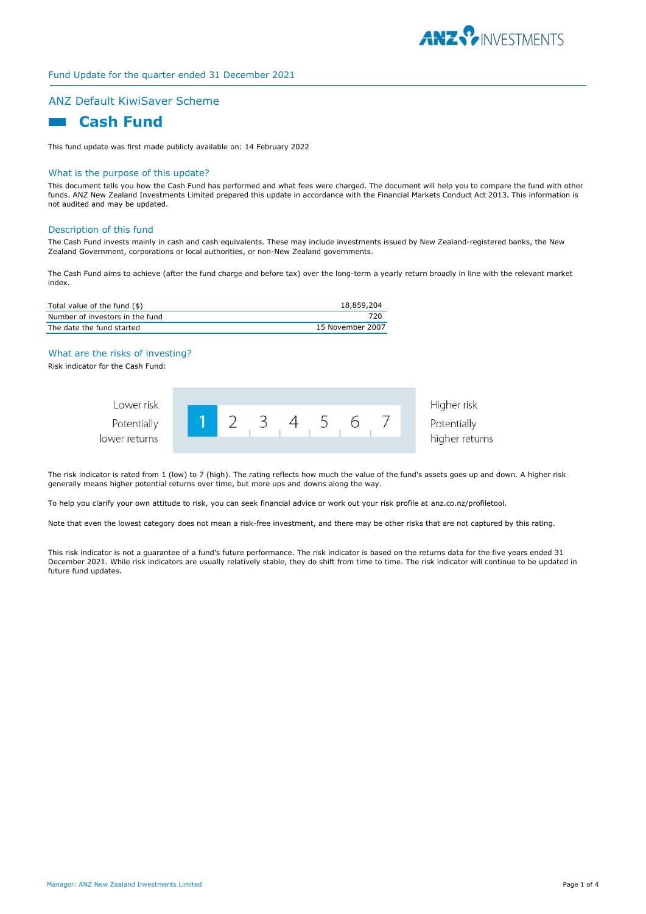Fund Update for the quarter ended 31 December 2021

## ANZ Default KiwiSaver Scheme

# Cash Fund

This fund update was first made publicly available on: 14 February 2022

## What is the purpose of this update?

This document tells you how the Cash Fund has performed and what fees were charged. The document will help you to compare the fund with other funds. ANZ New Zealand Investments Limited prepared this update in accordance with the Financial Markets Conduct Act 2013. This information is not audited and may be updated.

## Description of this fund

The Cash Fund invests mainly in cash and cash equivalents. These may include investments issued by New Zealand-registered banks, the New Zealand Government, corporations or local authorities, or non-New Zealand governments.

The Cash Fund aims to achieve (after the fund charge and before tax) over the long-term a yearly return broadly in line with the relevant market index.

| | |
|---|---|
| Total value of the fund ($) | 18,859,204 |
| Number of investors in the fund | 720 |
| The date the fund started | 15 November 2007 |

## What are the risks of investing?

Risk indicator for the Cash Fund:

| Lower risk / Potentially lower returns | **1** | 2 | 3 | 4 | 5 | 6 | 7 | Higher risk / Potentially higher returns |
|---|---|---|---|---|---|---|---|---|

The risk indicator is rated from 1 (low) to 7 (high). The rating reflects how much the value of the fund's assets goes up and down. A higher risk generally means higher potential returns over time, but more ups and downs along the way.

To help you clarify your own attitude to risk, you can seek financial advice or work out your risk profile at anz.co.nz/profiletool.

Note that even the lowest category does not mean a risk-free investment, and there may be other risks that are not captured by this rating.

This risk indicator is not a guarantee of a fund's future performance. The risk indicator is based on the returns data for the five years ended 31 December 2021. While risk indicators are usually relatively stable, they do shift from time to time. The risk indicator will continue to be updated in future fund updates.

Manager: ANZ New Zealand Investments Limited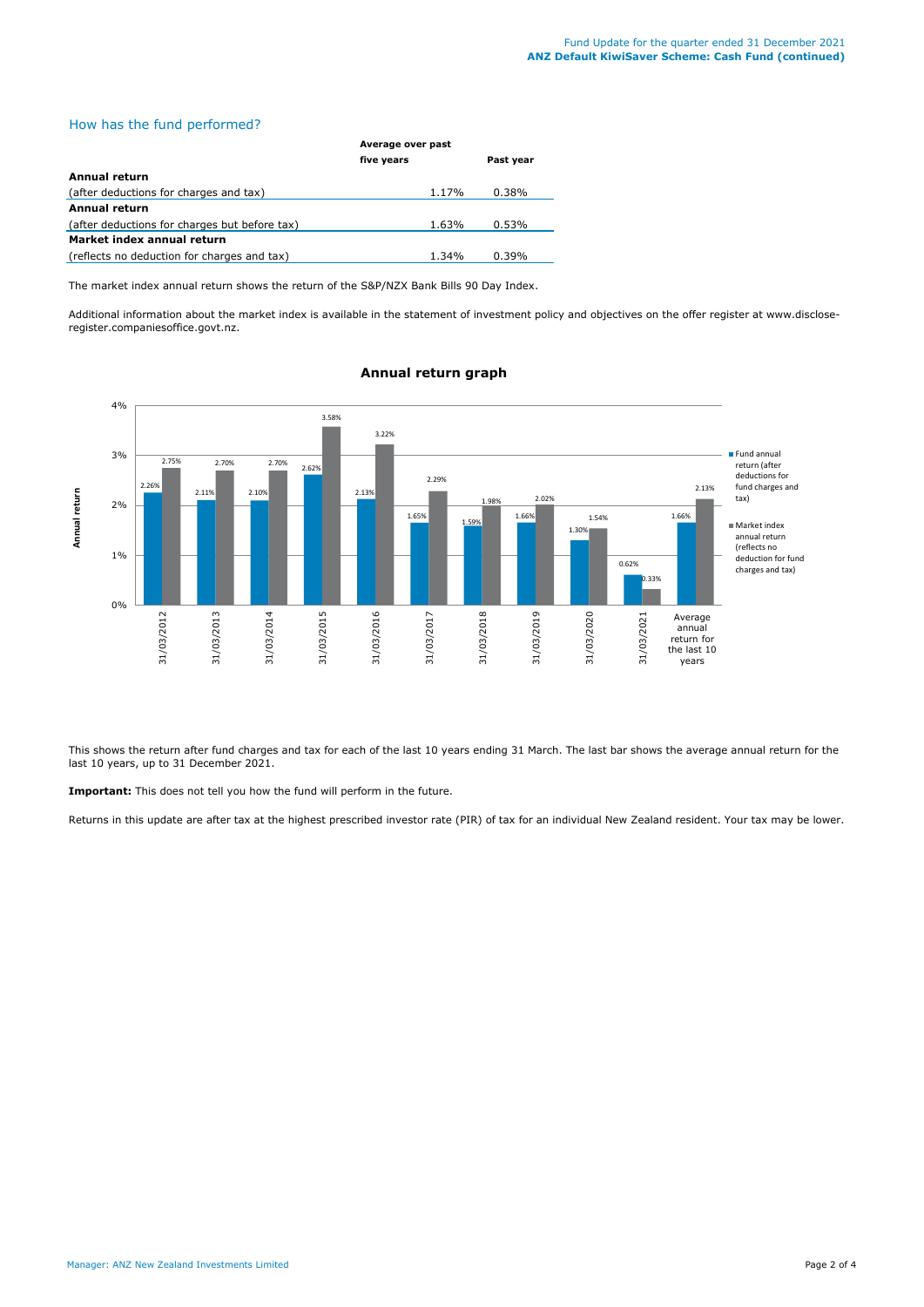## How has the fund performed?

| | Average over past five years | Past year |
|---|---|---|
| **Annual return** | | |
| (after deductions for charges and tax) | 1.17% | 0.38% |
| **Annual return** | | |
| (after deductions for charges but before tax) | 1.63% | 0.53% |
| **Market index annual return** | | |
| (reflects no deduction for charges and tax) | 1.34% | 0.39% |

The market index annual return shows the return of the S&P/NZX Bank Bills 90 Day Index.

Additional information about the market index is available in the statement of investment policy and objectives on the offer register at www.disclose-register.companiesoffice.govt.nz.

### Annual return graph

| Annual return | Fund annual return (after deductions for fund charges and tax) | Market index annual return (reflects no deduction for fund charges and tax) |
|---|---|---|
| 31/03/2012 | 2.26% | 2.75% |
| 31/03/2013 | 2.11% | 2.70% |
| 31/03/2014 | 2.10% | 2.70% |
| 31/03/2015 | 2.62% | 3.58% |
| 31/03/2016 | 2.13% | 3.22% |
| 31/03/2017 | 1.65% | 2.29% |
| 31/03/2018 | 1.59% | 1.98% |
| 31/03/2019 | 1.66% | 2.02% |
| 31/03/2020 | 1.30% | 1.54% |
| 31/03/2021 | 0.62% | 0.33% |
| Average annual return for the last 10 years | 1.66% | 2.13% |

This shows the return after fund charges and tax for each of the last 10 years ending 31 March. The last bar shows the average annual return for the last 10 years, up to 31 December 2021.

**Important:** This does not tell you how the fund will perform in the future.

Returns in this update are after tax at the highest prescribed investor rate (PIR) of tax for an individual New Zealand resident. Your tax may be lower.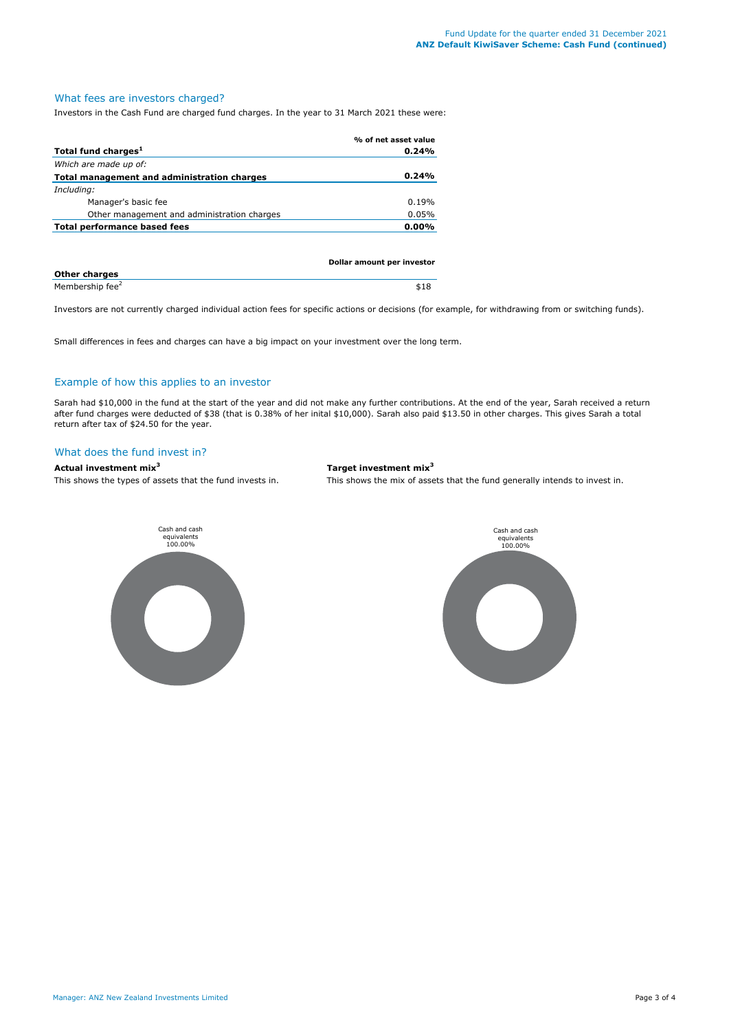## What fees are investors charged?

Investors in the Cash Fund are charged fund charges. In the year to 31 March 2021 these were:

| | % of net asset value |
|---|---|
| **Total fund charges**[1] | **0.24%** |
| *Which are made up of:* | |
| **Total management and administration charges** | **0.24%** |
| *Including:* | |
| Manager's basic fee | 0.19% |
| Other management and administration charges | 0.05% |
| **Total performance based fees** | **0.00%** |

| | Dollar amount per investor |
|---|---|
| **Other charges** | |
| Membership fee[2] | $18 |

Investors are not currently charged individual action fees for specific actions or decisions (for example, for withdrawing from or switching funds).

Small differences in fees and charges can have a big impact on your investment over the long term.

## Example of how this applies to an investor

Sarah had $10,000 in the fund at the start of the year and did not make any further contributions. At the end of the year, Sarah received a return after fund charges were deducted of $38 (that is 0.38% of her inital $10,000). Sarah also paid $13.50 in other charges. This gives Sarah a total return after tax of $24.50 for the year.

## What does the fund invest in?

**Actual investment mix**[3]

This shows the types of assets that the fund invests in.

Cash and cash equivalents 100.00%

**Target investment mix**[3]

This shows the mix of assets that the fund generally intends to invest in.

Cash and cash equivalents 100.00%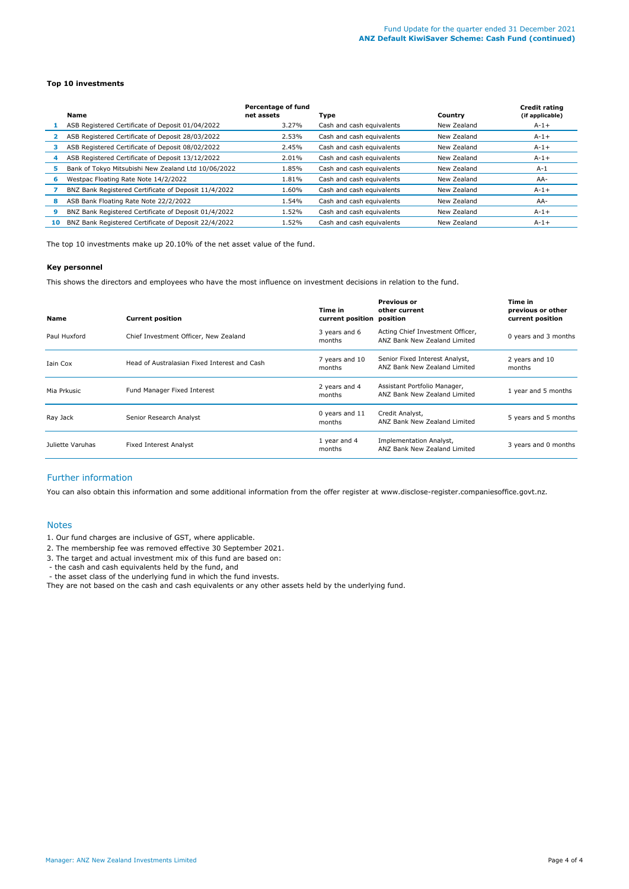### Top 10 investments

| | Name | Percentage of fund net assets | Type | Country | Credit rating (if applicable) |
|---|---|---|---|---|---|
| 1 | ASB Registered Certificate of Deposit 01/04/2022 | 3.27% | Cash and cash equivalents | New Zealand | A-1+ |
| 2 | ASB Registered Certificate of Deposit 28/03/2022 | 2.53% | Cash and cash equivalents | New Zealand | A-1+ |
| 3 | ASB Registered Certificate of Deposit 08/02/2022 | 2.45% | Cash and cash equivalents | New Zealand | A-1+ |
| 4 | ASB Registered Certificate of Deposit 13/12/2022 | 2.01% | Cash and cash equivalents | New Zealand | A-1+ |
| 5 | Bank of Tokyo Mitsubishi New Zealand Ltd 10/06/2022 | 1.85% | Cash and cash equivalents | New Zealand | A-1 |
| 6 | Westpac Floating Rate Note 14/2/2022 | 1.81% | Cash and cash equivalents | New Zealand | AA- |
| 7 | BNZ Bank Registered Certificate of Deposit 11/4/2022 | 1.60% | Cash and cash equivalents | New Zealand | A-1+ |
| 8 | ASB Bank Floating Rate Note 22/2/2022 | 1.54% | Cash and cash equivalents | New Zealand | AA- |
| 9 | BNZ Bank Registered Certificate of Deposit 01/4/2022 | 1.52% | Cash and cash equivalents | New Zealand | A-1+ |
| 10 | BNZ Bank Registered Certificate of Deposit 22/4/2022 | 1.52% | Cash and cash equivalents | New Zealand | A-1+ |

The top 10 investments make up 20.10% of the net asset value of the fund.

### Key personnel

This shows the directors and employees who have the most influence on investment decisions in relation to the fund.

| Name | Current position | Time in current position | Previous or other current position | Time in previous or other current position |
|---|---|---|---|---|
| Paul Huxford | Chief Investment Officer, New Zealand | 3 years and 6 months | Acting Chief Investment Officer, ANZ Bank New Zealand Limited | 0 years and 3 months |
| Iain Cox | Head of Australasian Fixed Interest and Cash | 7 years and 10 months | Senior Fixed Interest Analyst, ANZ Bank New Zealand Limited | 2 years and 10 months |
| Mia Prkusic | Fund Manager Fixed Interest | 2 years and 4 months | Assistant Portfolio Manager, ANZ Bank New Zealand Limited | 1 year and 5 months |
| Ray Jack | Senior Research Analyst | 0 years and 11 months | Credit Analyst, ANZ Bank New Zealand Limited | 5 years and 5 months |
| Juliette Varuhas | Fixed Interest Analyst | 1 year and 4 months | Implementation Analyst, ANZ Bank New Zealand Limited | 3 years and 0 months |

## Further information

You can also obtain this information and some additional information from the offer register at www.disclose-register.companiesoffice.govt.nz.

## Notes

1. Our fund charges are inclusive of GST, where applicable.
2. The membership fee was removed effective 30 September 2021.
3. The target and actual investment mix of this fund are based on:
 - the cash and cash equivalents held by the fund, and
 - the asset class of the underlying fund in which the fund invests.

They are not based on the cash and cash equivalents or any other assets held by the underlying fund.

Manager: ANZ New Zealand Investments Limited